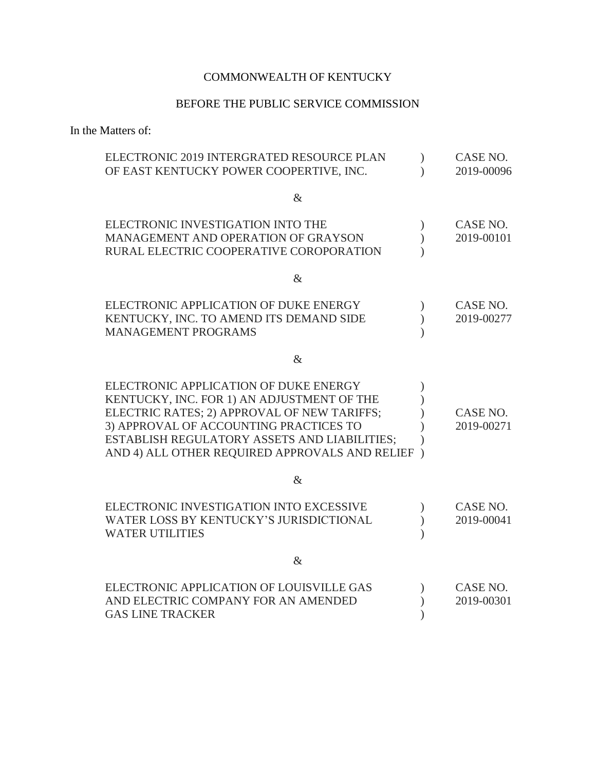COMMONWEALTH OF KENTUCKY

BEFORE THE PUBLIC SERVICE COMMISSION

In the Matters of:

| | | |
|---|---|---|
| ELECTRONIC 2019 INTERGRATED RESOURCE PLAN OF EAST KENTUCKY POWER COOPERTIVE, INC. | ) ) | CASE NO. 2019-00096 |

&

| | | |
|---|---|---|
| ELECTRONIC INVESTIGATION INTO THE MANAGEMENT AND OPERATION OF GRAYSON RURAL ELECTRIC COOPERATIVE COROPORATION | ) ) ) | CASE NO. 2019-00101 |

&

| | | |
|---|---|---|
| ELECTRONIC APPLICATION OF DUKE ENERGY KENTUCKY, INC. TO AMEND ITS DEMAND SIDE MANAGEMENT PROGRAMS | ) ) ) | CASE NO. 2019-00277 |

&

| | | |
|---|---|---|
| ELECTRONIC APPLICATION OF DUKE ENERGY KENTUCKY, INC. FOR 1) AN ADJUSTMENT OF THE ELECTRIC RATES; 2) APPROVAL OF NEW TARIFFS; 3) APPROVAL OF ACCOUNTING PRACTICES TO ESTABLISH REGULATORY ASSETS AND LIABILITIES; AND 4) ALL OTHER REQUIRED APPROVALS AND RELIEF | ) ) ) ) ) ) | CASE NO. 2019-00271 |

&

| | | |
|---|---|---|
| ELECTRONIC INVESTIGATION INTO EXCESSIVE WATER LOSS BY KENTUCKY'S JURISDICTIONAL WATER UTILITIES | ) ) ) | CASE NO. 2019-00041 |

&

| | | |
|---|---|---|
| ELECTRONIC APPLICATION OF LOUISVILLE GAS AND ELECTRIC COMPANY FOR AN AMENDED GAS LINE TRACKER | ) ) ) | CASE NO. 2019-00301 |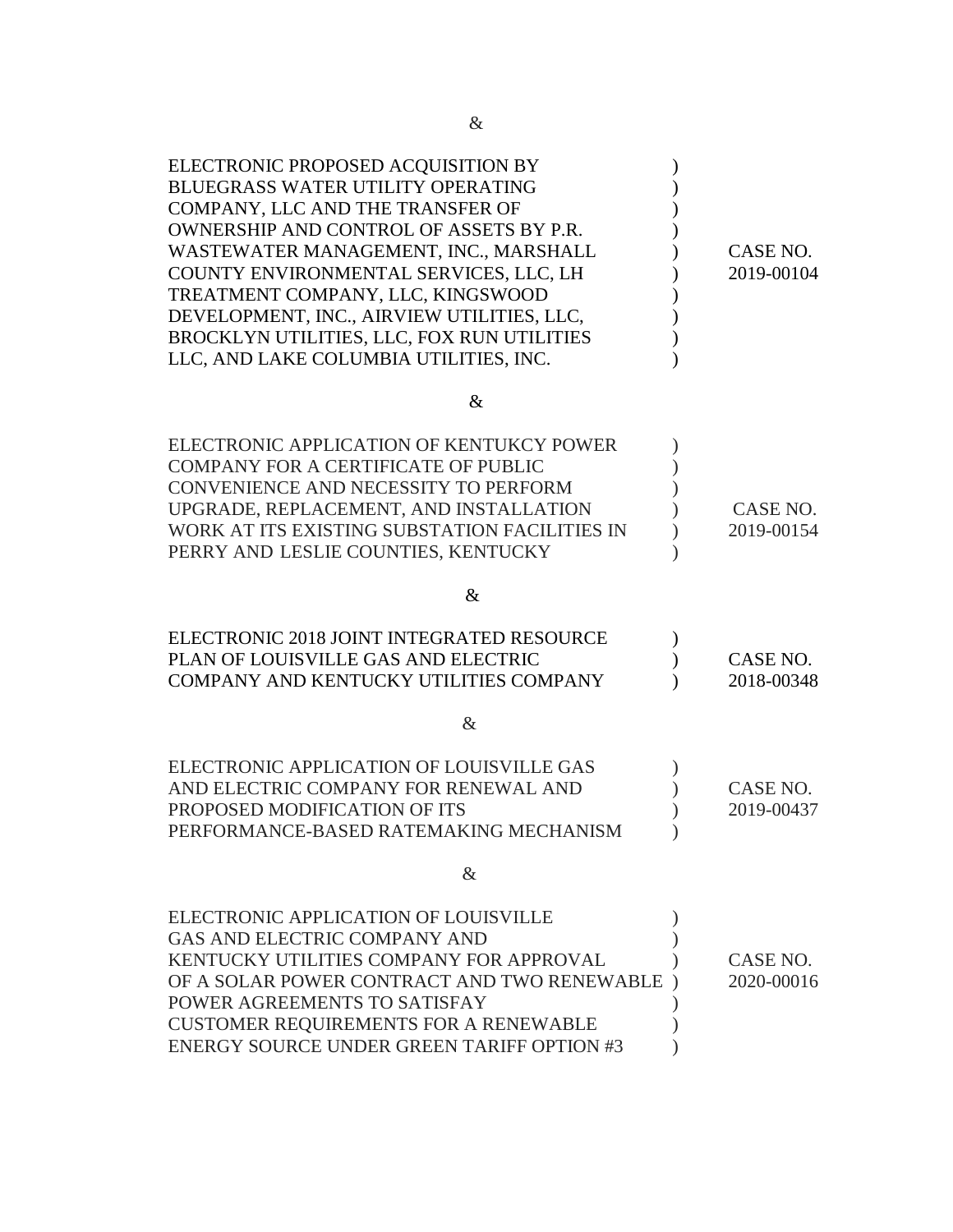&

| | | |
|---|---|---|
| ELECTRONIC PROPOSED ACQUISITION BY BLUEGRASS WATER UTILITY OPERATING COMPANY, LLC AND THE TRANSFER OF OWNERSHIP AND CONTROL OF ASSETS BY P.R. WASTEWATER MANAGEMENT, INC., MARSHALL COUNTY ENVIRONMENTAL SERVICES, LLC, LH TREATMENT COMPANY, LLC, KINGSWOOD DEVELOPMENT, INC., AIRVIEW UTILITIES, LLC, BROCKLYN UTILITIES, LLC, FOX RUN UTILITIES LLC, AND LAKE COLUMBIA UTILITIES, INC. | ) | CASE NO. 2019-00104 |

&

| | | |
|---|---|---|
| ELECTRONIC APPLICATION OF KENTUKCY POWER COMPANY FOR A CERTIFICATE OF PUBLIC CONVENIENCE AND NECESSITY TO PERFORM UPGRADE, REPLACEMENT, AND INSTALLATION WORK AT ITS EXISTING SUBSTATION FACILITIES IN PERRY AND LESLIE COUNTIES, KENTUCKY | ) | CASE NO. 2019-00154 |

&

| | | |
|---|---|---|
| ELECTRONIC 2018 JOINT INTEGRATED RESOURCE PLAN OF LOUISVILLE GAS AND ELECTRIC COMPANY AND KENTUCKY UTILITIES COMPANY | ) | CASE NO. 2018-00348 |

&

| | | |
|---|---|---|
| ELECTRONIC APPLICATION OF LOUISVILLE GAS AND ELECTRIC COMPANY FOR RENEWAL AND PROPOSED MODIFICATION OF ITS PERFORMANCE-BASED RATEMAKING MECHANISM | ) | CASE NO. 2019-00437 |

&

| | | |
|---|---|---|
| ELECTRONIC APPLICATION OF LOUISVILLE GAS AND ELECTRIC COMPANY AND KENTUCKY UTILITIES COMPANY FOR APPROVAL OF A SOLAR POWER CONTRACT AND TWO RENEWABLE POWER AGREEMENTS TO SATISFAY CUSTOMER REQUIREMENTS FOR A RENEWABLE ENERGY SOURCE UNDER GREEN TARIFF OPTION #3 | ) | CASE NO. 2020-00016 |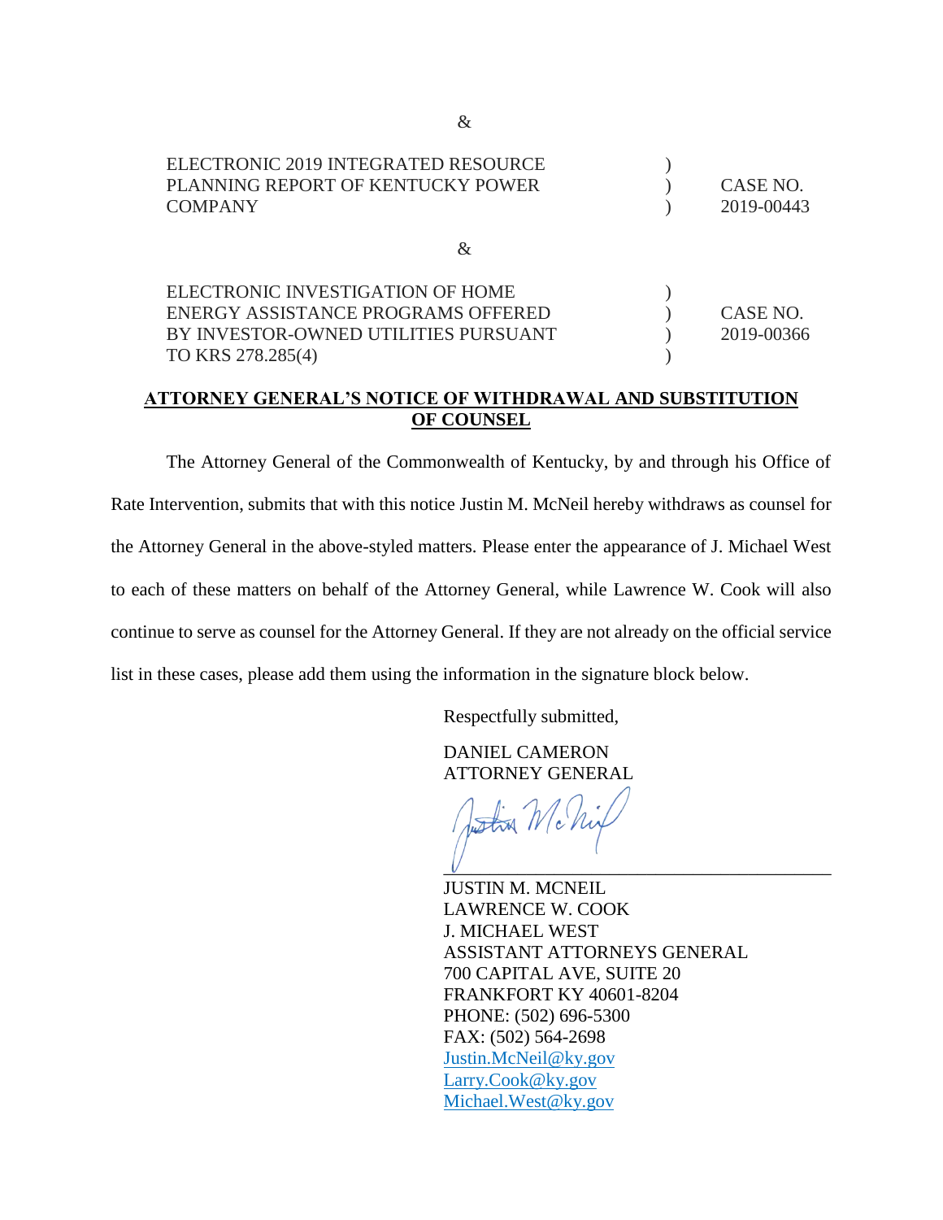&

| | | |
|---|---|---|
| ELECTRONIC 2019 INTEGRATED RESOURCE PLANNING REPORT OF KENTUCKY POWER COMPANY | ) ) ) | CASE NO. 2019-00443 |

&

| | | |
|---|---|---|
| ELECTRONIC INVESTIGATION OF HOME ENERGY ASSISTANCE PROGRAMS OFFERED BY INVESTOR-OWNED UTILITIES PURSUANT TO KRS 278.285(4) | ) ) ) ) | CASE NO. 2019-00366 |

**ATTORNEY GENERAL'S NOTICE OF WITHDRAWAL AND SUBSTITUTION OF COUNSEL**

The Attorney General of the Commonwealth of Kentucky, by and through his Office of Rate Intervention, submits that with this notice Justin M. McNeil hereby withdraws as counsel for the Attorney General in the above-styled matters. Please enter the appearance of J. Michael West to each of these matters on behalf of the Attorney General, while Lawrence W. Cook will also continue to serve as counsel for the Attorney General. If they are not already on the official service list in these cases, please add them using the information in the signature block below.

Respectfully submitted,

DANIEL CAMERON
ATTORNEY GENERAL

Justin McNeil
\_\_\_\_\_\_\_\_\_\_\_\_\_\_\_\_\_\_\_\_\_\_\_\_\_\_\_\_\_\_\_\_\_\_\_\_

JUSTIN M. MCNEIL
LAWRENCE W. COOK
J. MICHAEL WEST
ASSISTANT ATTORNEYS GENERAL
700 CAPITAL AVE, SUITE 20
FRANKFORT KY 40601-8204
PHONE: (502) 696-5300
FAX: (502) 564-2698
Justin.McNeil@ky.gov
Larry.Cook@ky.gov
Michael.West@ky.gov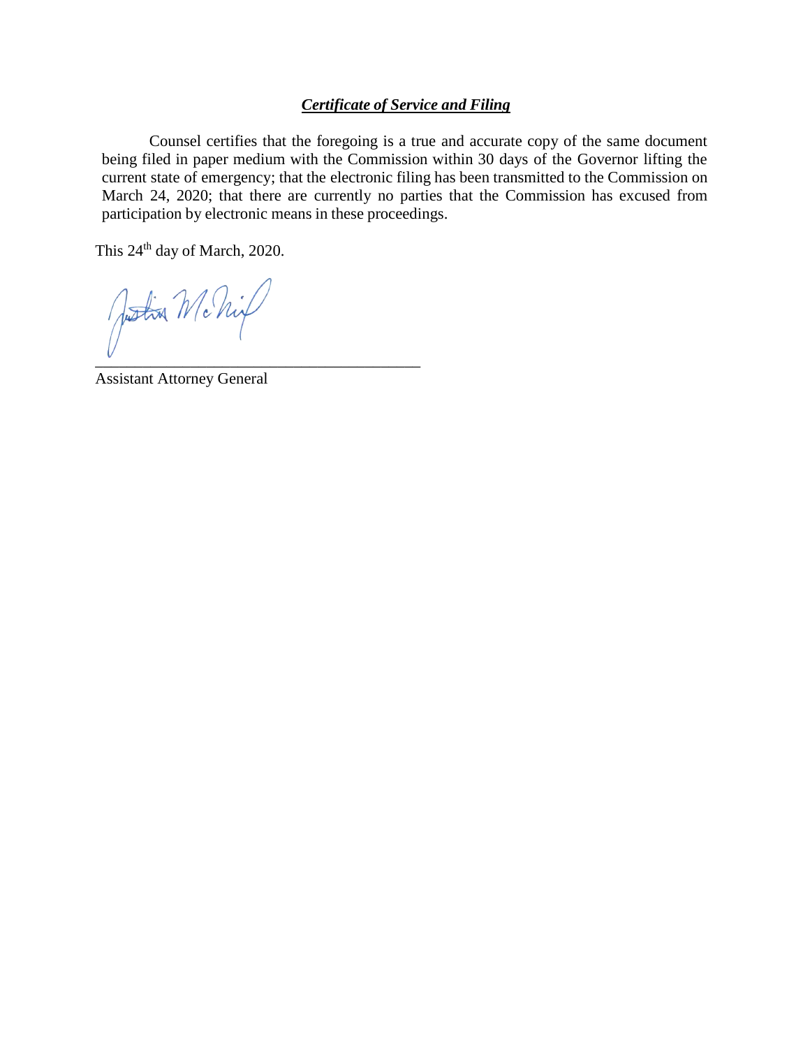## ***Certificate of Service and Filing***

Counsel certifies that the foregoing is a true and accurate copy of the same document being filed in paper medium with the Commission within 30 days of the Governor lifting the current state of emergency; that the electronic filing has been transmitted to the Commission on March 24, 2020; that there are currently no parties that the Commission has excused from participation by electronic means in these proceedings.

This 24th day of March, 2020.

\_\_\_\_\_\_\_\_\_\_\_\_\_\_\_\_\_\_\_\_\_\_\_\_\_\_\_\_\_\_\_\_\_\_\_\_\_\_\_\_\_\_

Assistant Attorney General